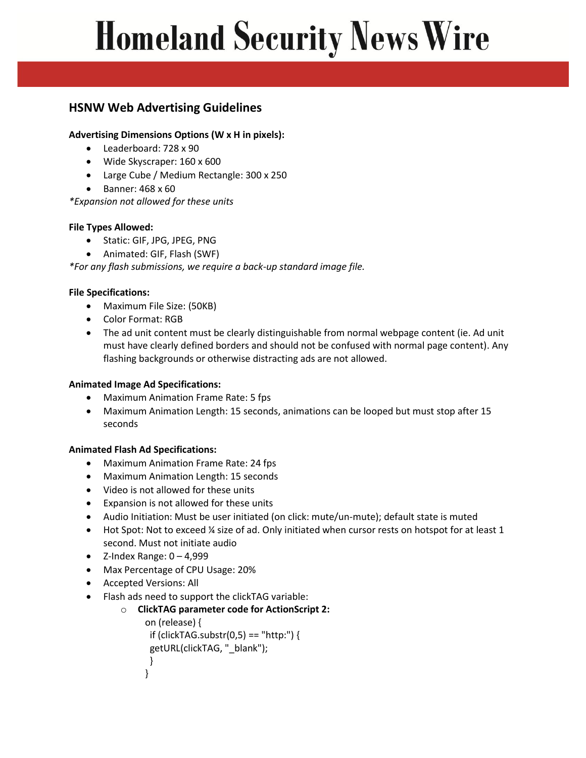# Homeland Security NewsWire

## HSNW Web Advertising Guidelines

**Advertising Dimensions Options (W x H in pixels):**

- Leaderboard: 728 x 90
- Wide Skyscraper: 160 x 600
- Large Cube / Medium Rectangle: 300 x 250
- Banner: 468 x 60

*\*Expansion not allowed for these units*

**File Types Allowed:**

- Static: GIF, JPG, JPEG, PNG
- Animated: GIF, Flash (SWF)

*\*For any flash submissions, we require a back-up standard image file.*

**File Specifications:**

- Maximum File Size: (50KB)
- Color Format: RGB
- The ad unit content must be clearly distinguishable from normal webpage content (ie. Ad unit must have clearly defined borders and should not be confused with normal page content). Any flashing backgrounds or otherwise distracting ads are not allowed.

**Animated Image Ad Specifications:**

- Maximum Animation Frame Rate: 5 fps
- Maximum Animation Length: 15 seconds, animations can be looped but must stop after 15 seconds

**Animated Flash Ad Specifications:**

- Maximum Animation Frame Rate: 24 fps
- Maximum Animation Length: 15 seconds
- Video is not allowed for these units
- Expansion is not allowed for these units
- Audio Initiation: Must be user initiated (on click: mute/un-mute); default state is muted
- Hot Spot: Not to exceed ¼ size of ad. Only initiated when cursor rests on hotspot for at least 1 second. Must not initiate audio
- Z-Index Range: 0 – 4,999
- Max Percentage of CPU Usage: 20%
- Accepted Versions: All
- Flash ads need to support the clickTAG variable:
    - **ClickTAG parameter code for ActionScript 2:**

```
on (release) {
 if (clickTAG.substr(0,5) == "http:") {
 getURL(clickTAG, "_blank");
 }
}
```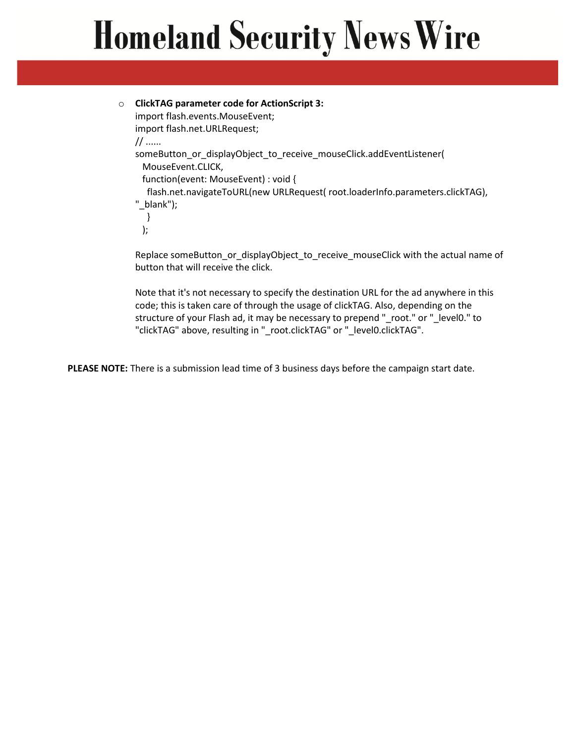- **ClickTAG parameter code for ActionScript 3:**

```
import flash.events.MouseEvent;
import flash.net.URLRequest;
// ......
someButton_or_displayObject_to_receive_mouseClick.addEventListener(
  MouseEvent.CLICK,
  function(event: MouseEvent) : void {
    flash.net.navigateToURL(new URLRequest( root.loaderInfo.parameters.clickTAG),
"_blank");
   }
  );
```

  Replace someButton_or_displayObject_to_receive_mouseClick with the actual name of button that will receive the click.

  Note that it's not necessary to specify the destination URL for the ad anywhere in this code; this is taken care of through the usage of clickTAG. Also, depending on the structure of your Flash ad, it may be necessary to prepend "_root." or "_level0." to "clickTAG" above, resulting in "_root.clickTAG" or "_level0.clickTAG".

**PLEASE NOTE:** There is a submission lead time of 3 business days before the campaign start date.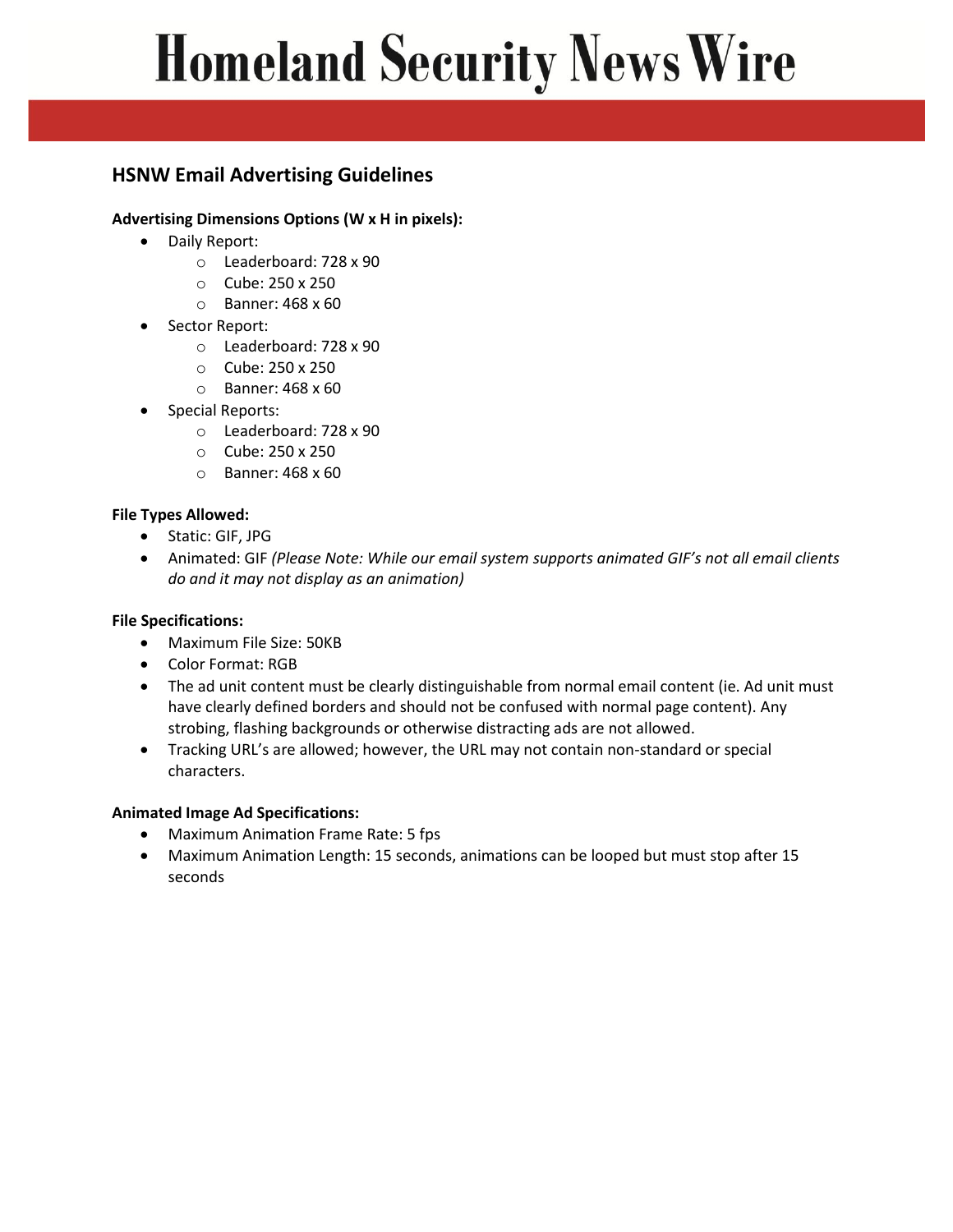# Homeland Security News Wire

## HSNW Email Advertising Guidelines

**Advertising Dimensions Options (W x H in pixels):**

- Daily Report:
  - Leaderboard: 728 x 90
  - Cube: 250 x 250
  - Banner: 468 x 60
- Sector Report:
  - Leaderboard: 728 x 90
  - Cube: 250 x 250
  - Banner: 468 x 60
- Special Reports:
  - Leaderboard: 728 x 90
  - Cube: 250 x 250
  - Banner: 468 x 60

**File Types Allowed:**

- Static: GIF, JPG
- Animated: GIF *(Please Note: While our email system supports animated GIF's not all email clients do and it may not display as an animation)*

**File Specifications:**

- Maximum File Size: 50KB
- Color Format: RGB
- The ad unit content must be clearly distinguishable from normal email content (ie. Ad unit must have clearly defined borders and should not be confused with normal page content). Any strobing, flashing backgrounds or otherwise distracting ads are not allowed.
- Tracking URL's are allowed; however, the URL may not contain non-standard or special characters.

**Animated Image Ad Specifications:**

- Maximum Animation Frame Rate: 5 fps
- Maximum Animation Length: 15 seconds, animations can be looped but must stop after 15 seconds